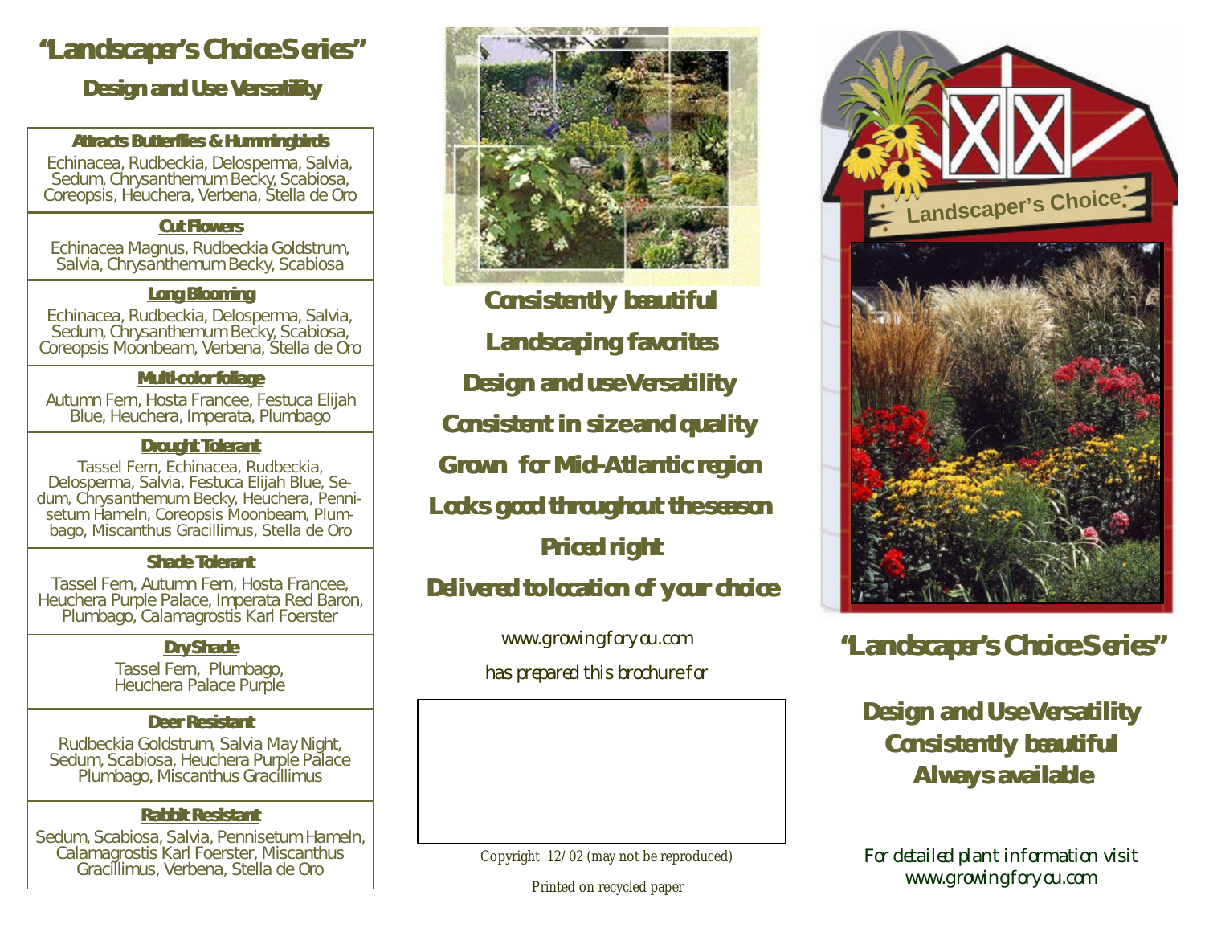# "Landscaper's Choice Series"

## Design and Use Versatility

**Attracts Butterflies & Hummingbirds**

Echinacea, Rudbeckia, Delosperma, Salvia, Sedum, Chrysanthemum Becky, Scabiosa, Coreopsis, Heuchera, Verbena, Stella de Oro

**Cut Flowers**

Echinacea Magnus, Rudbeckia Goldstrum, Salvia, Chrysanthemum Becky, Scabiosa

**Long Blooming**

Echinacea, Rudbeckia, Delosperma, Salvia, Sedum, Chrysanthemum Becky, Scabiosa, Coreopsis Moonbeam, Verbena, Stella de Oro

**Multi-color foliage**

Autumn Fern, Hosta Francee, Festuca Elijah Blue, Heuchera, Imperata, Plumbago

**Drought Tolerant**

Tassel Fern, Echinacea, Rudbeckia, Delosperma, Salvia, Festuca Elijah Blue, Sedum, Chrysanthemum Becky, Heuchera, Pennisetum Hameln, Coreopsis Moonbeam, Plumbago, Miscanthus Gracillimus, Stella de Oro

**Shade Tolerant**

Tassel Fern, Autumn Fern, Hosta Francee, Heuchera Purple Palace, Imperata Red Baron, Plumbago, Calamagrostis Karl Foerster

**Dry Shade**

Tassel Fern, Plumbago, Heuchera Palace Purple

**Deer Resistant**

Rudbeckia Goldstrum, Salvia May Night, Sedum, Scabiosa, Heuchera Purple Palace Plumbago, Miscanthus Gracillimus

**Rabbit Resistant**

Sedum, Scabiosa, Salvia, Pennisetum Hameln, Calamagrostis Karl Foerster, Miscanthus Gracillimus, Verbena, Stella de Oro

**Consistently beautiful**

**Landscaping favorites**

**Design and use Versatility**

**Consistent in size and quality**

**Grown for Mid-Atlantic region**

**Looks good throughout the season**

**Priced right**

**Delivered to location of your choice**

*www.growingforyou.com*

*has prepared this brochure for*

Copyright 12/02 (may not be reproduced)

Printed on recycled paper

Landscaper's Choice

# "Landscaper's Choice Series"

**Design and Use Versatility**
**Consistently beautiful**
**Always available**

*For detailed plant information visit www.growingforyou.com*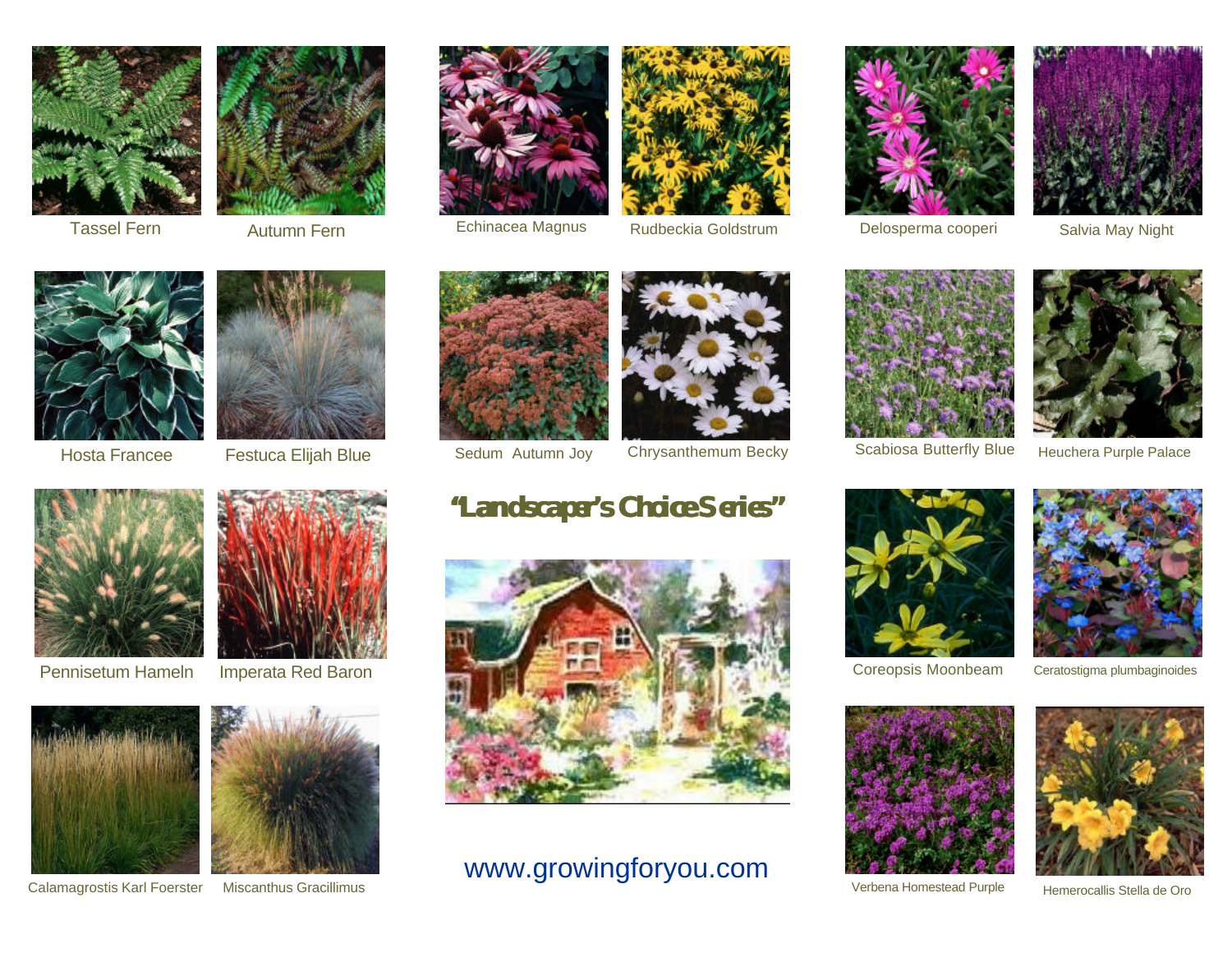Tassel Fern

Autumn Fern

Echinacea Magnus

Rudbeckia Goldstrum

Delosperma cooperi

Salvia May Night

Hosta Francee

Festuca Elijah Blue

Sedum Autumn Joy

Chrysanthemum Becky

Scabiosa Butterfly Blue

Heuchera Purple Palace

Pennisetum Hameln

Imperata Red Baron

## "Landscaper's Choice Series"

Coreopsis Moonbeam

Ceratostigma plumbaginoides

Calamagrostis Karl Foerster

Miscanthus Gracillimus

www.growingforyou.com

Verbena Homestead Purple

Hemerocallis Stella de Oro